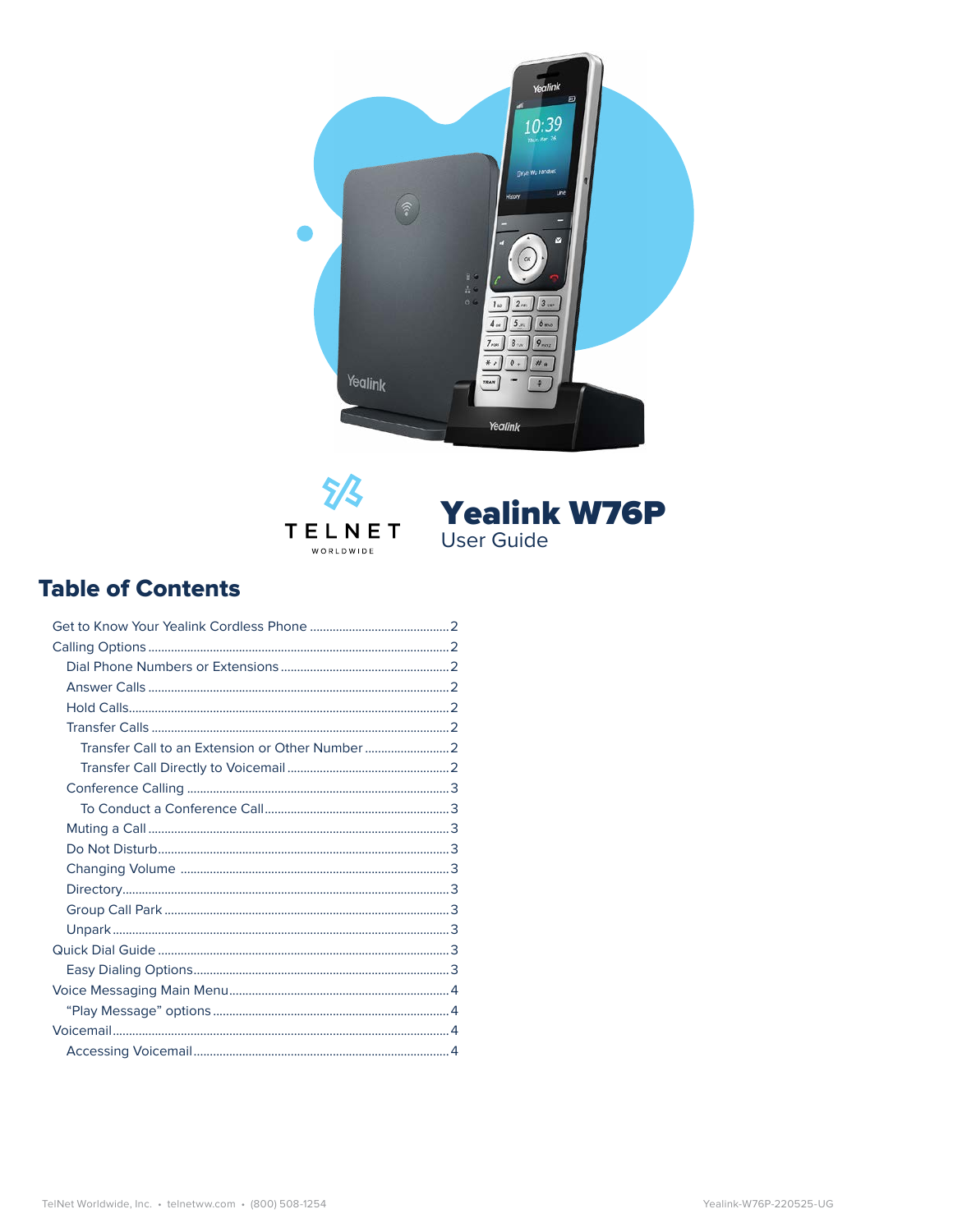TELNET WORLDWIDE

# Yealink W76P

User Guide

## Table of Contents

- Get to Know Your Yealink Cordless Phone ... 2
- Calling Options ... 2
  - Dial Phone Numbers or Extensions ... 2
  - Answer Calls ... 2
  - Hold Calls ... 2
  - Transfer Calls ... 2
    - Transfer Call to an Extension or Other Number ... 2
    - Transfer Call Directly to Voicemail ... 2
  - Conference Calling ... 3
    - To Conduct a Conference Call ... 3
  - Muting a Call ... 3
  - Do Not Disturb ... 3
  - Changing Volume ... 3
  - Directory ... 3
  - Group Call Park ... 3
  - Unpark ... 3
- Quick Dial Guide ... 3
  - Easy Dialing Options ... 3
- Voice Messaging Main Menu ... 4
  - "Play Message" options ... 4
- Voicemail ... 4
  - Accessing Voicemail ... 4

TelNet Worldwide, Inc. • telnetww.com • (800) 508-1254

Yealink-W76P-220525-UG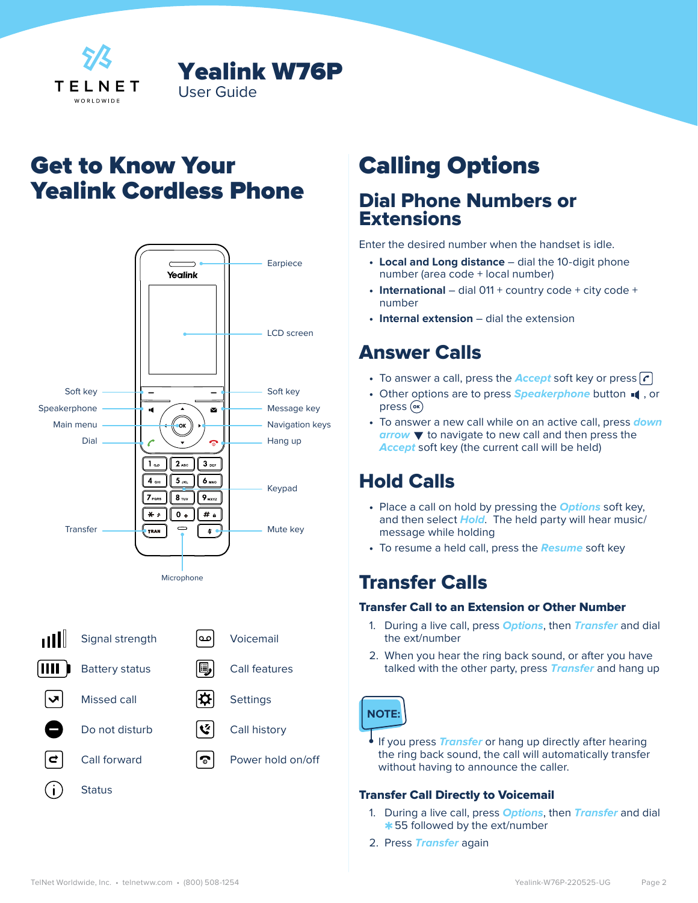# Yealink W76P
User Guide

## Get to Know Your Yealink Cordless Phone

Earpiece

LCD screen

Soft key

Soft key

Speakerphone

Message key

Main menu

Navigation keys

Dial

Hang up

Keypad

Transfer

Mute key

Microphone

| | | | |
|---|---|---|---|
| | Signal strength | | Voicemail |
| | Battery status | | Call features |
| | Missed call | | Settings |
| | Do not disturb | | Call history |
| | Call forward | | Power hold on/off |
| | Status | | |

## Calling Options

### Dial Phone Numbers or Extensions

Enter the desired number when the handset is idle.

- **Local and Long distance** – dial the 10-digit phone number (area code + local number)
- **International** – dial 011 + country code + city code + number
- **Internal extension** – dial the extension

### Answer Calls

- To answer a call, press the ***Accept*** soft key or press
- Other options are to press ***Speakerphone*** button , or press (OK)
- To answer a new call while on an active call, press ***down arrow*** ▼ to navigate to new call and then press the ***Accept*** soft key (the current call will be held)

### Hold Calls

- Place a call on hold by pressing the ***Options*** soft key, and then select ***Hold***. The held party will hear music/message while holding
- To resume a held call, press the ***Resume*** soft key

### Transfer Calls

#### Transfer Call to an Extension or Other Number

1. During a live call, press ***Options***, then ***Transfer*** and dial the ext/number
2. When you hear the ring back sound, or after you have talked with the other party, press ***Transfer*** and hang up

**NOTE:**

If you press ***Transfer*** or hang up directly after hearing the ring back sound, the call will automatically transfer without having to announce the caller.

#### Transfer Call Directly to Voicemail

1. During a live call, press ***Options***, then ***Transfer*** and dial * 55 followed by the ext/number
2. Press ***Transfer*** again

TelNet Worldwide, Inc. • telnetww.com • (800) 508-1254 Yealink-W76P-220525-UG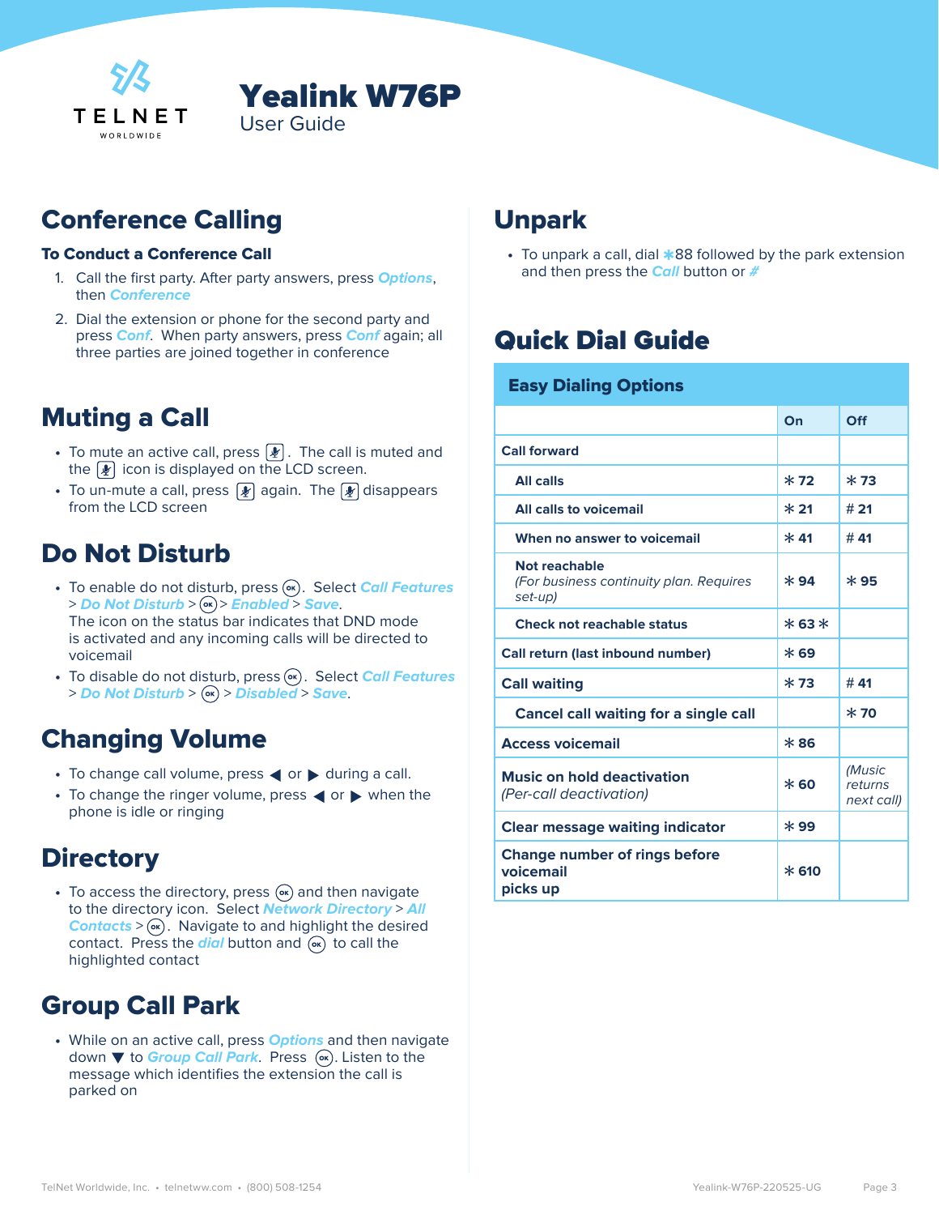# Yealink W76P

User Guide

## Conference Calling

### To Conduct a Conference Call

1. Call the first party. After party answers, press *Options*, then *Conference*
2. Dial the extension or phone for the second party and press *Conf*. When party answers, press *Conf* again; all three parties are joined together in conference

## Muting a Call

- To mute an active call, press [mute]. The call is muted and the [mute] icon is displayed on the LCD screen.
- To un-mute a call, press [mute] again. The [mute] disappears from the LCD screen

## Do Not Disturb

- To enable do not disturb, press (OK). Select *Call Features* > *Do Not Disturb* > (OK) > *Enabled* > *Save*. The icon on the status bar indicates that DND mode is activated and any incoming calls will be directed to voicemail
- To disable do not disturb, press (OK). Select *Call Features* > *Do Not Disturb* > (OK) > *Disabled* > *Save*.

## Changing Volume

- To change call volume, press ◀ or ▶ during a call.
- To change the ringer volume, press ◀ or ▶ when the phone is idle or ringing

## Directory

- To access the directory, press (OK) and then navigate to the directory icon. Select *Network Directory* > *All Contacts* > (OK). Navigate to and highlight the desired contact. Press the *dial* button and (OK) to call the highlighted contact

## Group Call Park

- While on an active call, press *Options* and then navigate down ▼ to *Group Call Park*. Press (OK). Listen to the message which identifies the extension the call is parked on

## Unpark

- To unpark a call, dial *88 followed by the park extension and then press the *Call* button or *#*

## Quick Dial Guide

| Easy Dialing Options | On | Off |
|---|---|---|
| **Call forward** | | |
| **All calls** | *72 | *73 |
| **All calls to voicemail** | *21 | #21 |
| **When no answer to voicemail** | *41 | #41 |
| **Not reachable** *(For business continuity plan. Requires set-up)* | *94 | *95 |
| **Check not reachable status** | *63* | |
| **Call return (last inbound number)** | *69 | |
| **Call waiting** | *73 | #41 |
| **Cancel call waiting for a single call** | | *70 |
| **Access voicemail** | *86 | |
| **Music on hold deactivation** *(Per-call deactivation)* | *60 | *(Music returns next call)* |
| **Clear message waiting indicator** | *99 | |
| **Change number of rings before voicemail picks up** | *610 | |

TelNet Worldwide, Inc. • telnetww.com • (800) 508-1254

Yealink-W76P-220525-UG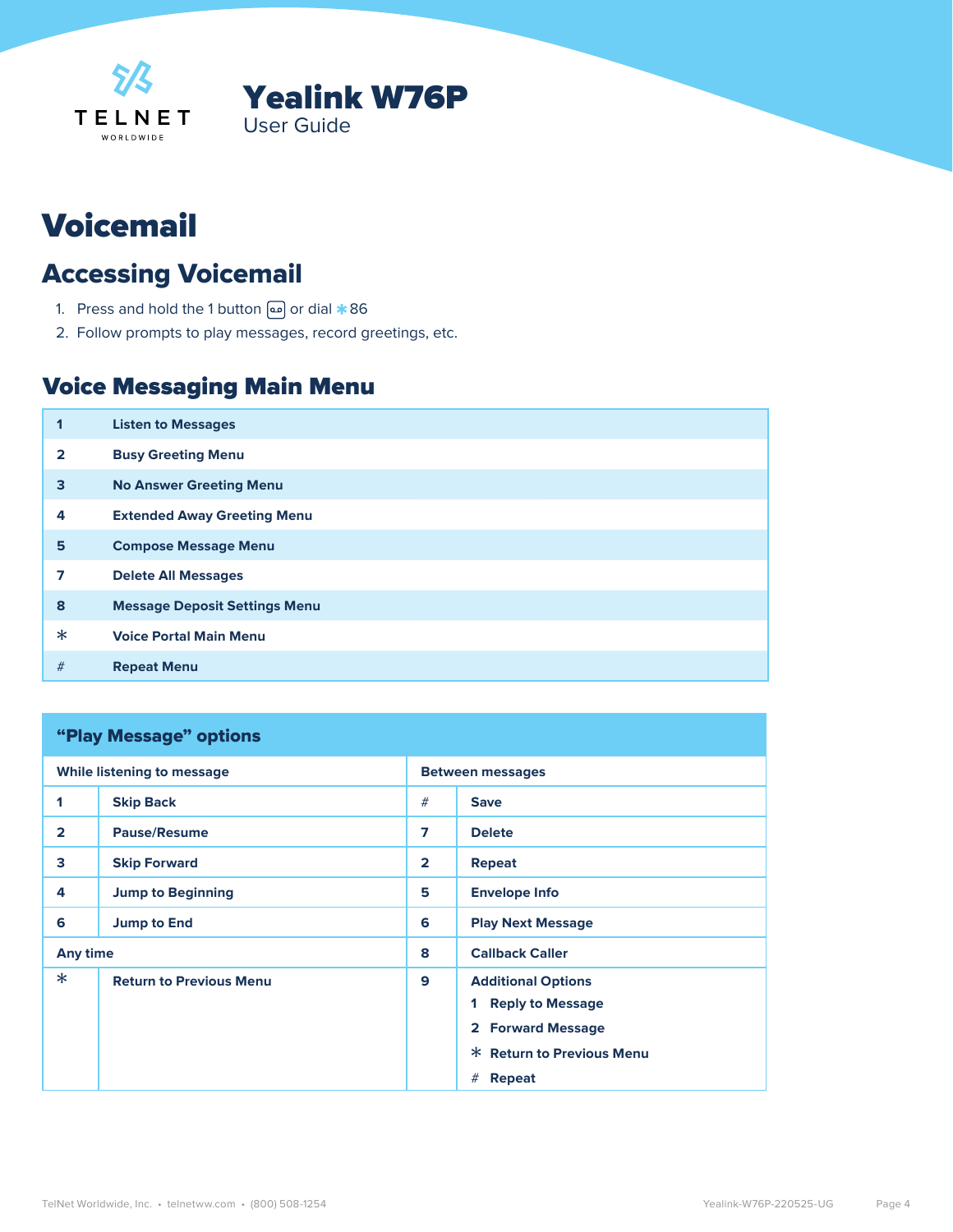# Voicemail

## Accessing Voicemail

1. Press and hold the 1 button or dial *86
2. Follow prompts to play messages, record greetings, etc.

## Voice Messaging Main Menu

| | |
|---|---|
| 1 | **Listen to Messages** |
| 2 | **Busy Greeting Menu** |
| 3 | **No Answer Greeting Menu** |
| 4 | **Extended Away Greeting Menu** |
| 5 | **Compose Message Menu** |
| 7 | **Delete All Messages** |
| 8 | **Message Deposit Settings Menu** |
| * | **Voice Portal Main Menu** |
| # | **Repeat Menu** |

| **"Play Message" options** | | | |
|---|---|---|---|
| **While listening to message** | | **Between messages** | |
| 1 | **Skip Back** | # | **Save** |
| 2 | **Pause/Resume** | 7 | **Delete** |
| 3 | **Skip Forward** | 2 | **Repeat** |
| 4 | **Jump to Beginning** | 5 | **Envelope Info** |
| 6 | **Jump to End** | 6 | **Play Next Message** |
| **Any time** | | 8 | **Callback Caller** |
| * | **Return to Previous Menu** | 9 | **Additional Options**<br>1 **Reply to Message**<br>2 **Forward Message**<br>* **Return to Previous Menu**<br># **Repeat** |